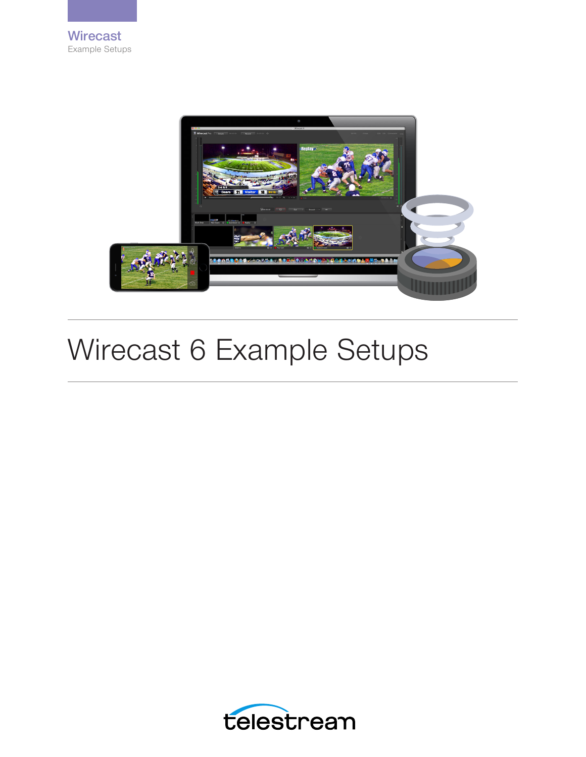Wirecast

Example Setups

# Wirecast 6 Example Setups

telestream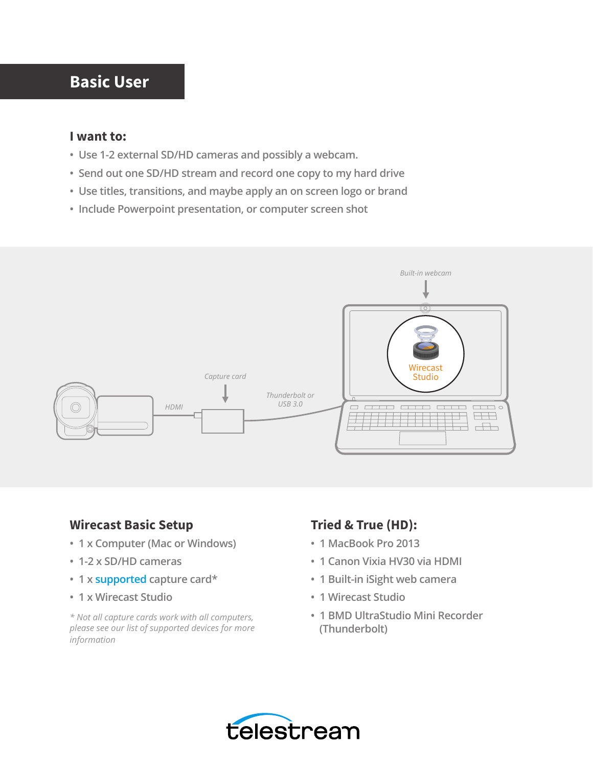# Basic User

### I want to:

- Use 1-2 external SD/HD cameras and possibly a webcam.
- Send out one SD/HD stream and record one copy to my hard drive
- Use titles, transitions, and maybe apply an on screen logo or brand
- Include Powerpoint presentation, or computer screen shot

Built-in webcam

Wirecast Studio

Capture card

Thunderbolt or USB 3.0

HDMI

## Wirecast Basic Setup

- 1 x Computer (Mac or Windows)
- 1-2 x SD/HD cameras
- 1 x supported capture card*
- 1 x Wirecast Studio

*\* Not all capture cards work with all computers, please see our list of supported devices for more information*

## Tried & True (HD):

- 1 MacBook Pro 2013
- 1 Canon Vixia HV30 via HDMI
- 1 Built-in iSight web camera
- 1 Wirecast Studio
- 1 BMD UltraStudio Mini Recorder (Thunderbolt)

telestream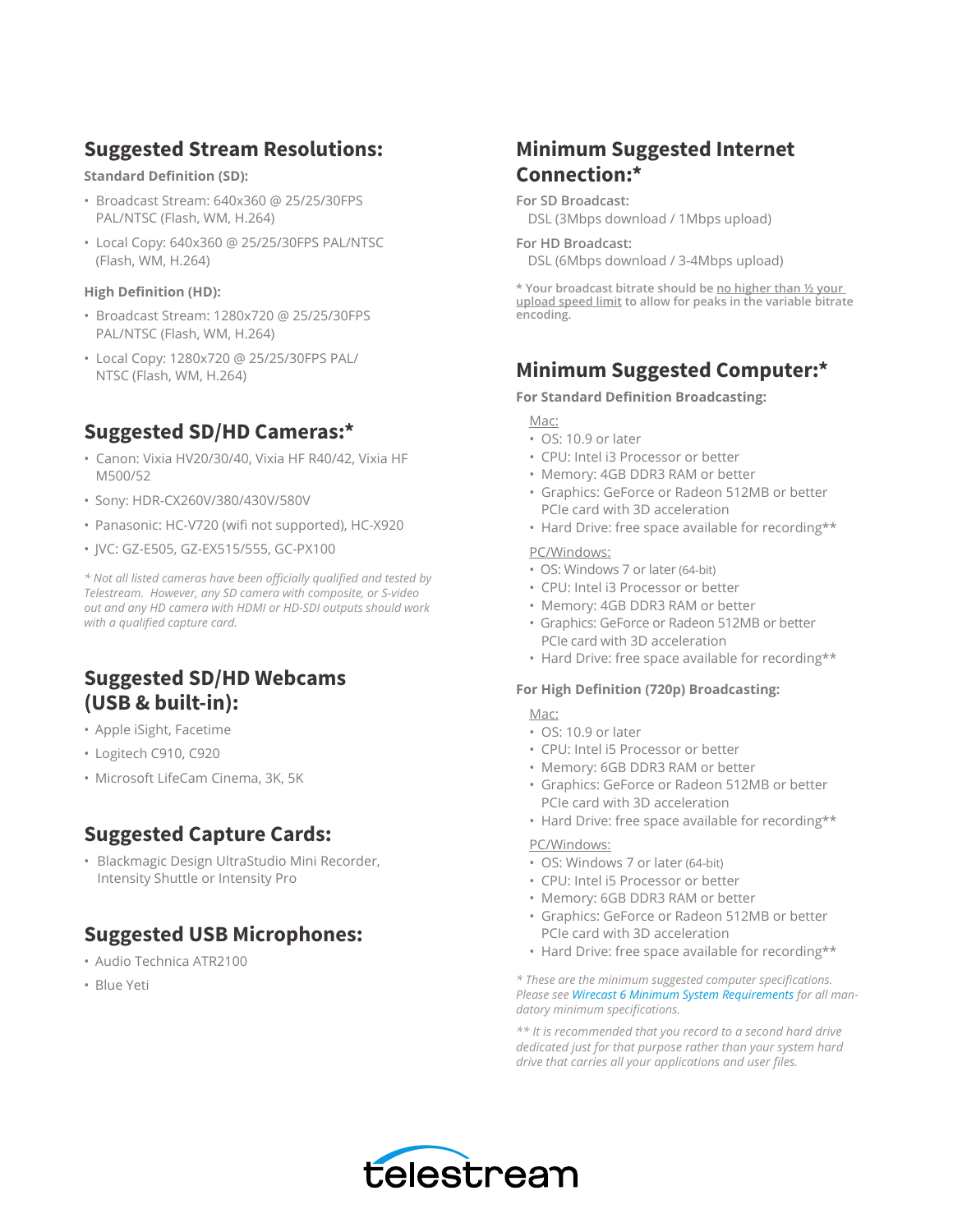## Suggested Stream Resolutions:

**Standard Definition (SD):**

- Broadcast Stream: 640x360 @ 25/25/30FPS PAL/NTSC (Flash, WM, H.264)
- Local Copy: 640x360 @ 25/25/30FPS PAL/NTSC (Flash, WM, H.264)

**High Definition (HD):**

- Broadcast Stream: 1280x720 @ 25/25/30FPS PAL/NTSC (Flash, WM, H.264)
- Local Copy: 1280x720 @ 25/25/30FPS PAL/NTSC (Flash, WM, H.264)

## Suggested SD/HD Cameras:*

- Canon: Vixia HV20/30/40, Vixia HF R40/42, Vixia HF M500/52
- Sony: HDR-CX260V/380/430V/580V
- Panasonic: HC-V720 (wifi not supported), HC-X920
- JVC: GZ-E505, GZ-EX515/555, GC-PX100

*\* Not all listed cameras have been officially qualified and tested by Telestream. However, any SD camera with composite, or S-video out and any HD camera with HDMI or HD-SDI outputs should work with a qualified capture card.*

## Suggested SD/HD Webcams (USB & built-in):

- Apple iSight, Facetime
- Logitech C910, C920
- Microsoft LifeCam Cinema, 3K, 5K

## Suggested Capture Cards:

- Blackmagic Design UltraStudio Mini Recorder, Intensity Shuttle or Intensity Pro

## Suggested USB Microphones:

- Audio Technica ATR2100
- Blue Yeti

## Minimum Suggested Internet Connection:*

**For SD Broadcast:**
DSL (3Mbps download / 1Mbps upload)

**For HD Broadcast:**
DSL (6Mbps download / 3-4Mbps upload)

**\* Your broadcast bitrate should be no higher than ½ your upload speed limit to allow for peaks in the variable bitrate encoding.**

## Minimum Suggested Computer:*

**For Standard Definition Broadcasting:**

Mac:

- OS: 10.9 or later
- CPU: Intel i3 Processor or better
- Memory: 4GB DDR3 RAM or better
- Graphics: GeForce or Radeon 512MB or better PCIe card with 3D acceleration
- Hard Drive: free space available for recording**

PC/Windows:

- OS: Windows 7 or later (64-bit)
- CPU: Intel i3 Processor or better
- Memory: 4GB DDR3 RAM or better
- Graphics: GeForce or Radeon 512MB or better PCIe card with 3D acceleration
- Hard Drive: free space available for recording**

**For High Definition (720p) Broadcasting:**

Mac:

- OS: 10.9 or later
- CPU: Intel i5 Processor or better
- Memory: 6GB DDR3 RAM or better
- Graphics: GeForce or Radeon 512MB or better PCIe card with 3D acceleration
- Hard Drive: free space available for recording**

PC/Windows:

- OS: Windows 7 or later (64-bit)
- CPU: Intel i5 Processor or better
- Memory: 6GB DDR3 RAM or better
- Graphics: GeForce or Radeon 512MB or better PCIe card with 3D acceleration
- Hard Drive: free space available for recording**

*\* These are the minimum suggested computer specifications. Please see Wirecast 6 Minimum System Requirements for all mandatory minimum specifications.*

*\*\* It is recommended that you record to a second hard drive dedicated just for that purpose rather than your system hard drive that carries all your applications and user files.*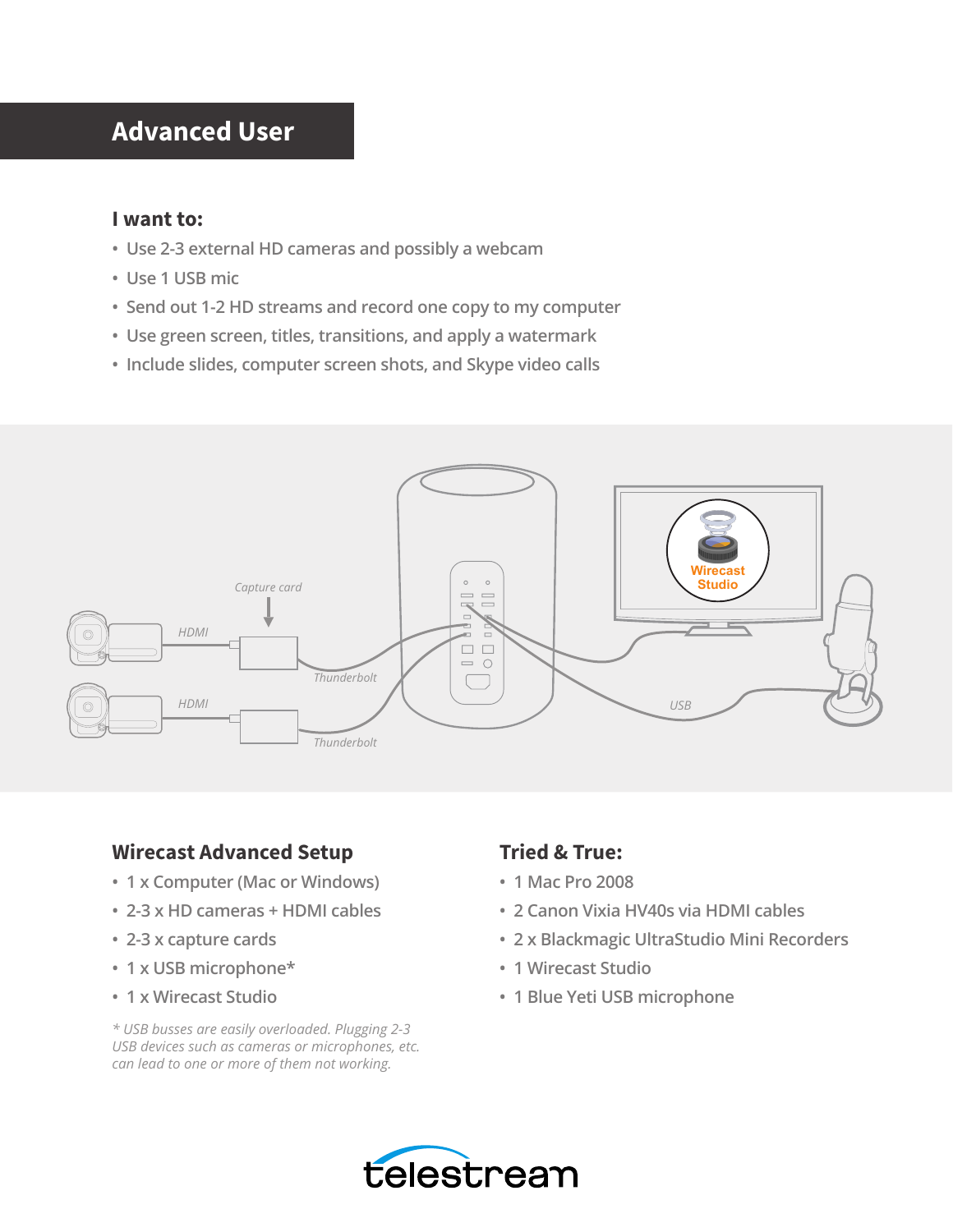# Advanced User

### I want to:

- Use 2-3 external HD cameras and possibly a webcam
- Use 1 USB mic
- Send out 1-2 HD streams and record one copy to my computer
- Use green screen, titles, transitions, and apply a watermark
- Include slides, computer screen shots, and Skype video calls

## Wirecast Advanced Setup

- 1 x Computer (Mac or Windows)
- 2-3 x HD cameras + HDMI cables
- 2-3 x capture cards
- 1 x USB microphone*
- 1 x Wirecast Studio

*\* USB busses are easily overloaded. Plugging 2-3 USB devices such as cameras or microphones, etc. can lead to one or more of them not working.*

## Tried & True:

- 1 Mac Pro 2008
- 2 Canon Vixia HV40s via HDMI cables
- 2 x Blackmagic UltraStudio Mini Recorders
- 1 Wirecast Studio
- 1 Blue Yeti USB microphone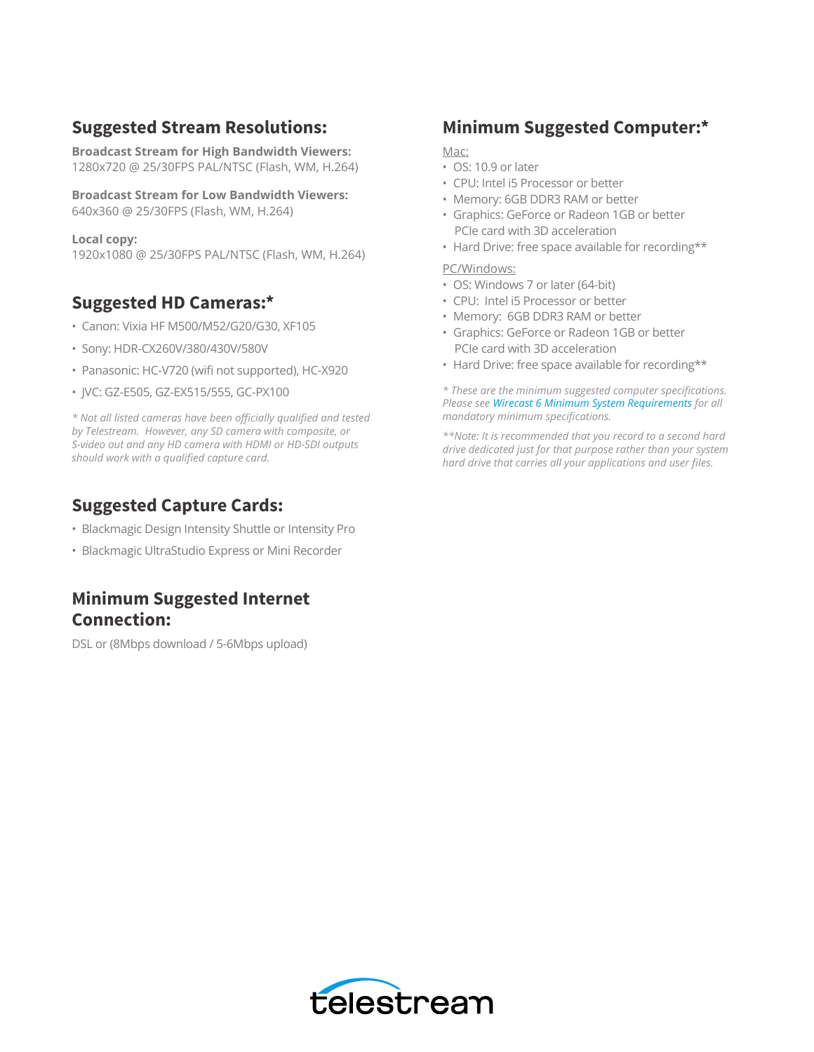## Suggested Stream Resolutions:

**Broadcast Stream for High Bandwidth Viewers:**
1280x720 @ 25/30FPS PAL/NTSC (Flash, WM, H.264)

**Broadcast Stream for Low Bandwidth Viewers:**
640x360 @ 25/30FPS (Flash, WM, H.264)

**Local copy:**
1920x1080 @ 25/30FPS PAL/NTSC (Flash, WM, H.264)

## Suggested HD Cameras:*

- Canon: Vixia HF M500/M52/G20/G30, XF105
- Sony: HDR-CX260V/380/430V/580V
- Panasonic: HC-V720 (wifi not supported), HC-X920
- JVC: GZ-E505, GZ-EX515/555, GC-PX100

*\* Not all listed cameras have been officially qualified and tested by Telestream. However, any SD camera with composite, or S-video out and any HD camera with HDMI or HD-SDI outputs should work with a qualified capture card.*

## Suggested Capture Cards:

- Blackmagic Design Intensity Shuttle or Intensity Pro
- Blackmagic UltraStudio Express or Mini Recorder

## Minimum Suggested Internet Connection:

DSL or (8Mbps download / 5-6Mbps upload)

## Minimum Suggested Computer:*

Mac:

- OS: 10.9 or later
- CPU: Intel i5 Processor or better
- Memory: 6GB DDR3 RAM or better
- Graphics: GeForce or Radeon 1GB or better PCIe card with 3D acceleration
- Hard Drive: free space available for recording**

PC/Windows:

- OS: Windows 7 or later (64-bit)
- CPU: Intel i5 Processor or better
- Memory: 6GB DDR3 RAM or better
- Graphics: GeForce or Radeon 1GB or better PCIe card with 3D acceleration
- Hard Drive: free space available for recording**

*\* These are the minimum suggested computer specifications. Please see Wirecast 6 Minimum System Requirements for all mandatory minimum specifications.*

*\*\*Note: It is recommended that you record to a second hard drive dedicated just for that purpose rather than your system hard drive that carries all your applications and user files.*

telestream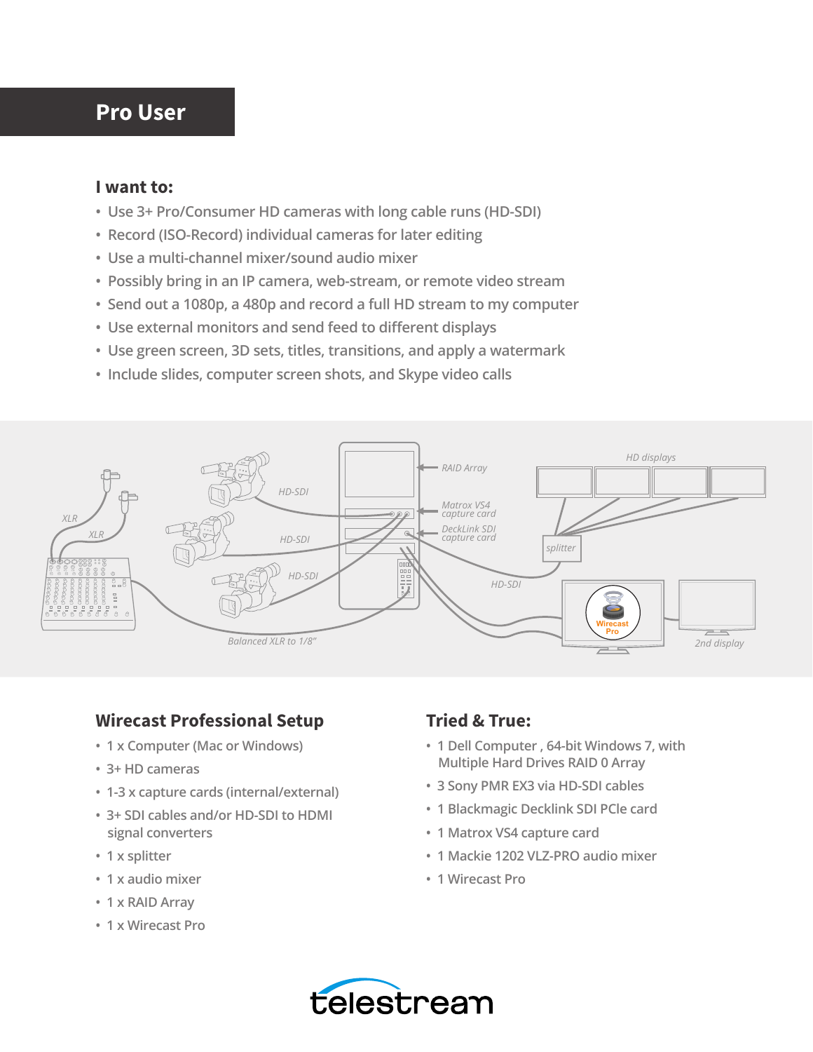# Pro User

### I want to:

- Use 3+ Pro/Consumer HD cameras with long cable runs (HD-SDI)
- Record (ISO-Record) individual cameras for later editing
- Use a multi-channel mixer/sound audio mixer
- Possibly bring in an IP camera, web-stream, or remote video stream
- Send out a 1080p, a 480p and record a full HD stream to my computer
- Use external monitors and send feed to different displays
- Use green screen, 3D sets, titles, transitions, and apply a watermark
- Include slides, computer screen shots, and Skype video calls

### Wirecast Professional Setup

- 1 x Computer (Mac or Windows)
- 3+ HD cameras
- 1-3 x capture cards (internal/external)
- 3+ SDI cables and/or HD-SDI to HDMI signal converters
- 1 x splitter
- 1 x audio mixer
- 1 x RAID Array
- 1 x Wirecast Pro

### Tried & True:

- 1 Dell Computer , 64-bit Windows 7, with Multiple Hard Drives RAID 0 Array
- 3 Sony PMR EX3 via HD-SDI cables
- 1 Blackmagic Decklink SDI PCIe card
- 1 Matrox VS4 capture card
- 1 Mackie 1202 VLZ-PRO audio mixer
- 1 Wirecast Pro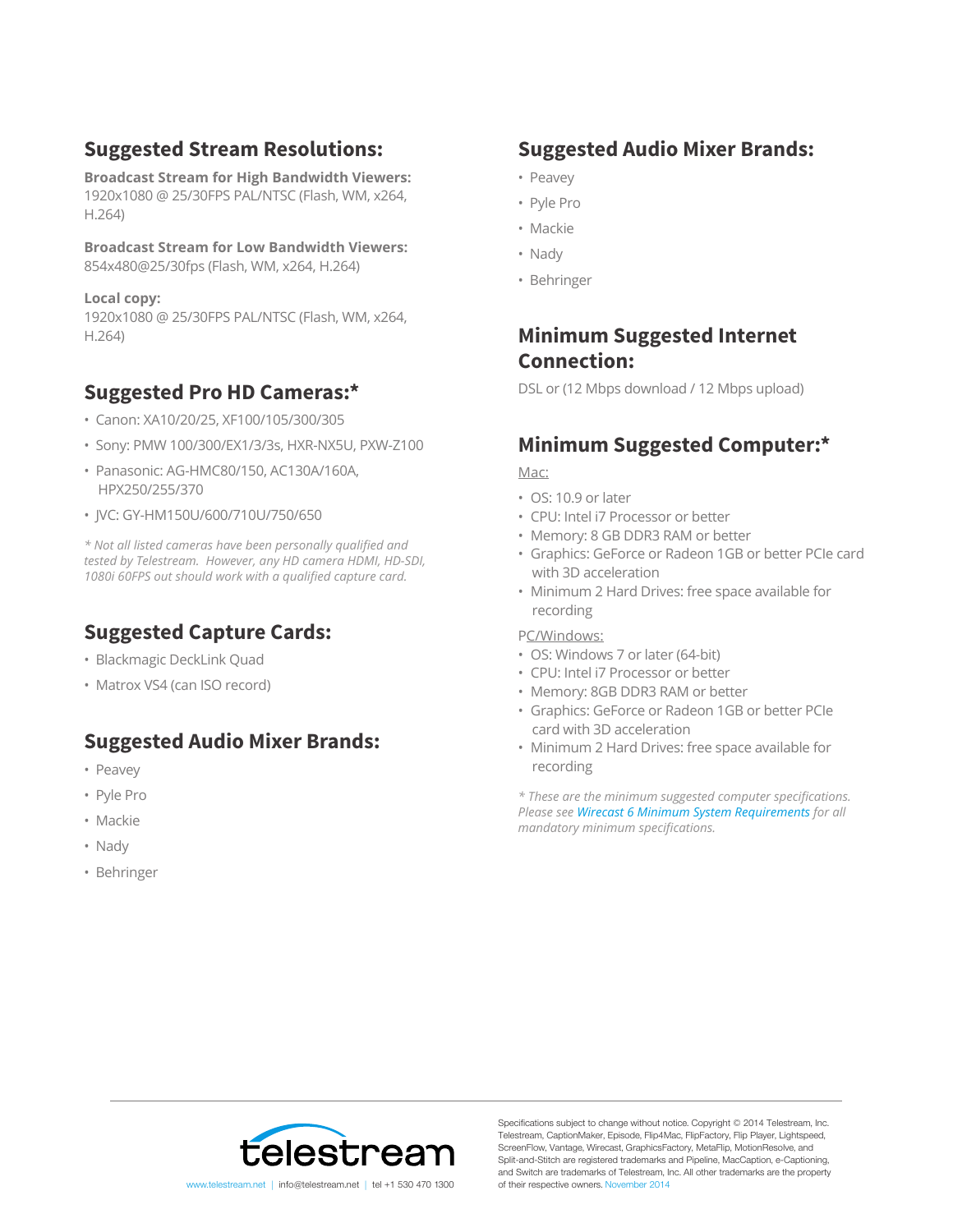## Suggested Stream Resolutions:

**Broadcast Stream for High Bandwidth Viewers:**
1920x1080 @ 25/30FPS PAL/NTSC (Flash, WM, x264, H.264)

**Broadcast Stream for Low Bandwidth Viewers:**
854x480@25/30fps (Flash, WM, x264, H.264)

**Local copy:**
1920x1080 @ 25/30FPS PAL/NTSC (Flash, WM, x264, H.264)

## Suggested Pro HD Cameras:*

- Canon: XA10/20/25, XF100/105/300/305
- Sony: PMW 100/300/EX1/3/3s, HXR-NX5U, PXW-Z100
- Panasonic: AG-HMC80/150, AC130A/160A, HPX250/255/370
- JVC: GY-HM150U/600/710U/750/650

*\* Not all listed cameras have been personally qualified and tested by Telestream. However, any HD camera HDMI, HD-SDI, 1080i 60FPS out should work with a qualified capture card.*

## Suggested Capture Cards:

- Blackmagic DeckLink Quad
- Matrox VS4 (can ISO record)

## Suggested Audio Mixer Brands:

- Peavey
- Pyle Pro
- Mackie
- Nady
- Behringer

## Suggested Audio Mixer Brands:

- Peavey
- Pyle Pro
- Mackie
- Nady
- Behringer

## Minimum Suggested Internet Connection:

DSL or (12 Mbps download / 12 Mbps upload)

## Minimum Suggested Computer:*

Mac:

- OS: 10.9 or later
- CPU: Intel i7 Processor or better
- Memory: 8 GB DDR3 RAM or better
- Graphics: GeForce or Radeon 1GB or better PCIe card with 3D acceleration
- Minimum 2 Hard Drives: free space available for recording

PC/Windows:

- OS: Windows 7 or later (64-bit)
- CPU: Intel i7 Processor or better
- Memory: 8GB DDR3 RAM or better
- Graphics: GeForce or Radeon 1GB or better PCIe card with 3D acceleration
- Minimum 2 Hard Drives: free space available for recording

*\* These are the minimum suggested computer specifications. Please see Wirecast 6 Minimum System Requirements for all mandatory minimum specifications.*

telestream

www.telestream.net | info@telestream.net | tel +1 530 470 1300

Specifications subject to change without notice. Copyright © 2014 Telestream, Inc. Telestream, CaptionMaker, Episode, Flip4Mac, FlipFactory, Flip Player, Lightspeed, ScreenFlow, Vantage, Wirecast, GraphicsFactory, MetaFlip, MotionResolve, and Split-and-Stitch are registered trademarks and Pipeline, MacCaption, e-Captioning, and Switch are trademarks of Telestream, Inc. All other trademarks are the property of their respective owners. November 2014